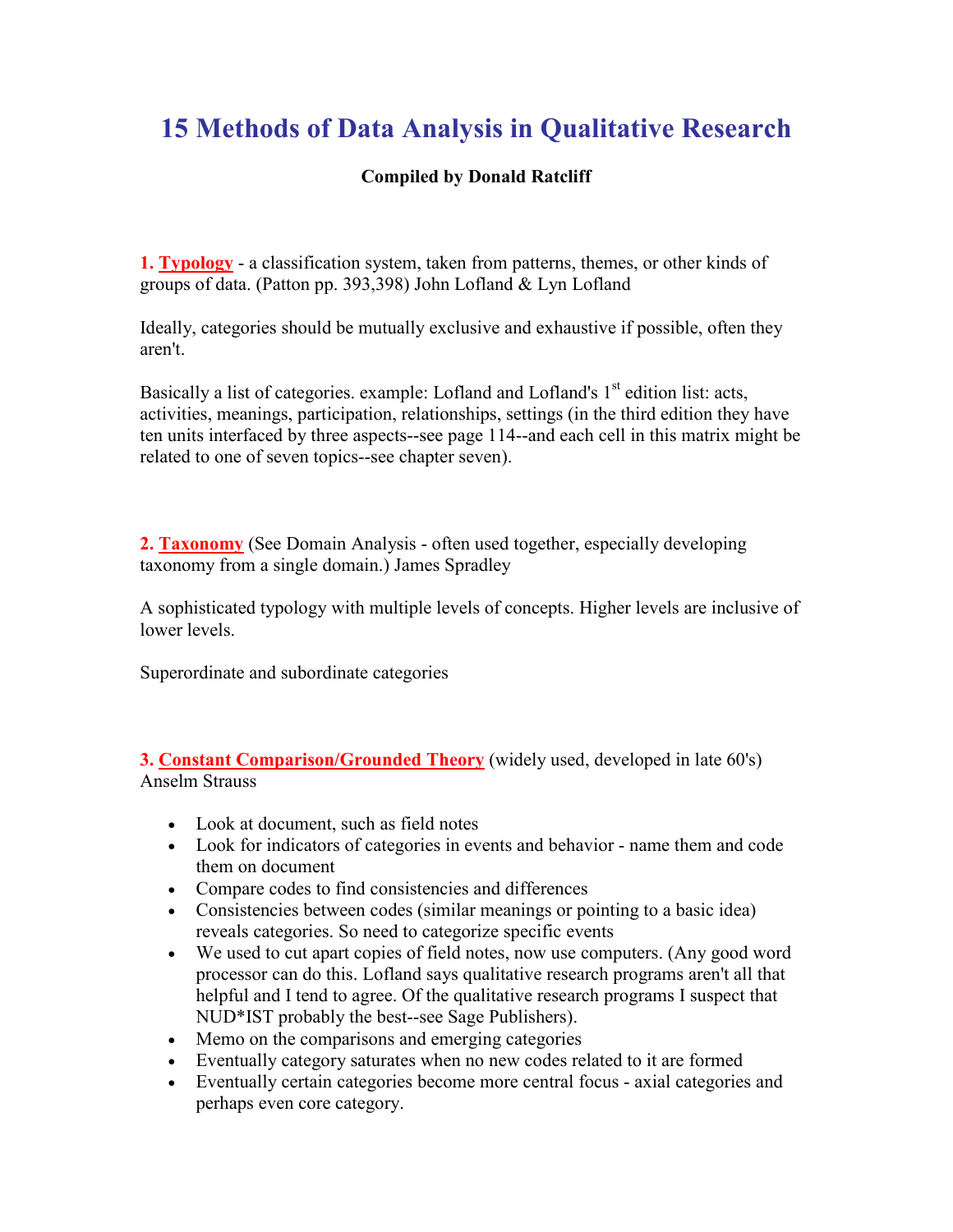# 15 Methods of Data Analysis in Qualitative Research

**Compiled by Donald Ratcliff**

**1. Typology** - a classification system, taken from patterns, themes, or other kinds of groups of data. (Patton pp. 393,398) John Lofland & Lyn Lofland

Ideally, categories should be mutually exclusive and exhaustive if possible, often they aren't.

Basically a list of categories. example: Lofland and Lofland's 1st edition list: acts, activities, meanings, participation, relationships, settings (in the third edition they have ten units interfaced by three aspects--see page 114--and each cell in this matrix might be related to one of seven topics--see chapter seven).

**2. Taxonomy** (See Domain Analysis - often used together, especially developing taxonomy from a single domain.) James Spradley

A sophisticated typology with multiple levels of concepts. Higher levels are inclusive of lower levels.

Superordinate and subordinate categories

**3. Constant Comparison/Grounded Theory** (widely used, developed in late 60's) Anselm Strauss

- Look at document, such as field notes
- Look for indicators of categories in events and behavior - name them and code them on document
- Compare codes to find consistencies and differences
- Consistencies between codes (similar meanings or pointing to a basic idea) reveals categories. So need to categorize specific events
- We used to cut apart copies of field notes, now use computers. (Any good word processor can do this. Lofland says qualitative research programs aren't all that helpful and I tend to agree. Of the qualitative research programs I suspect that NUD*IST probably the best--see Sage Publishers).
- Memo on the comparisons and emerging categories
- Eventually category saturates when no new codes related to it are formed
- Eventually certain categories become more central focus - axial categories and perhaps even core category.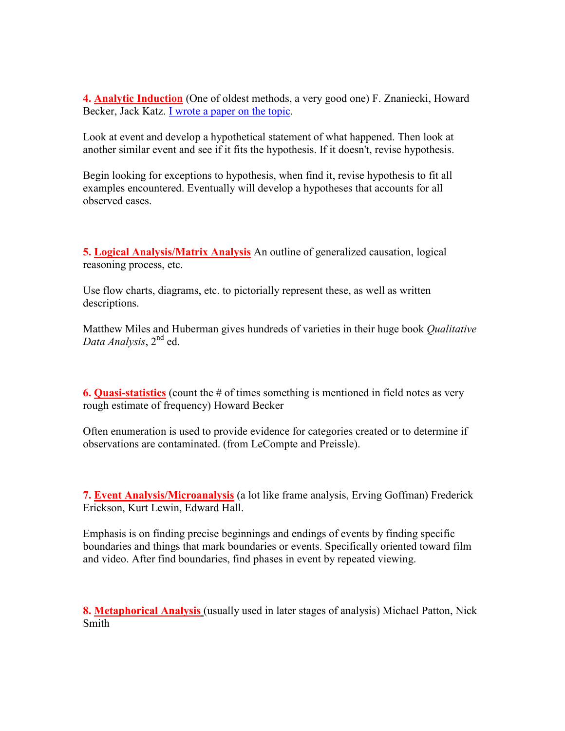**4. Analytic Induction** (One of oldest methods, a very good one) F. Znaniecki, Howard Becker, Jack Katz. I wrote a paper on the topic.

Look at event and develop a hypothetical statement of what happened. Then look at another similar event and see if it fits the hypothesis. If it doesn't, revise hypothesis.

Begin looking for exceptions to hypothesis, when find it, revise hypothesis to fit all examples encountered. Eventually will develop a hypotheses that accounts for all observed cases.

**5. Logical Analysis/Matrix Analysis** An outline of generalized causation, logical reasoning process, etc.

Use flow charts, diagrams, etc. to pictorially represent these, as well as written descriptions.

Matthew Miles and Huberman gives hundreds of varieties in their huge book *Qualitative Data Analysis*, 2nd ed.

**6. Quasi-statistics** (count the # of times something is mentioned in field notes as very rough estimate of frequency) Howard Becker

Often enumeration is used to provide evidence for categories created or to determine if observations are contaminated. (from LeCompte and Preissle).

**7. Event Analysis/Microanalysis** (a lot like frame analysis, Erving Goffman) Frederick Erickson, Kurt Lewin, Edward Hall.

Emphasis is on finding precise beginnings and endings of events by finding specific boundaries and things that mark boundaries or events. Specifically oriented toward film and video. After find boundaries, find phases in event by repeated viewing.

**8. Metaphorical Analysis** (usually used in later stages of analysis) Michael Patton, Nick Smith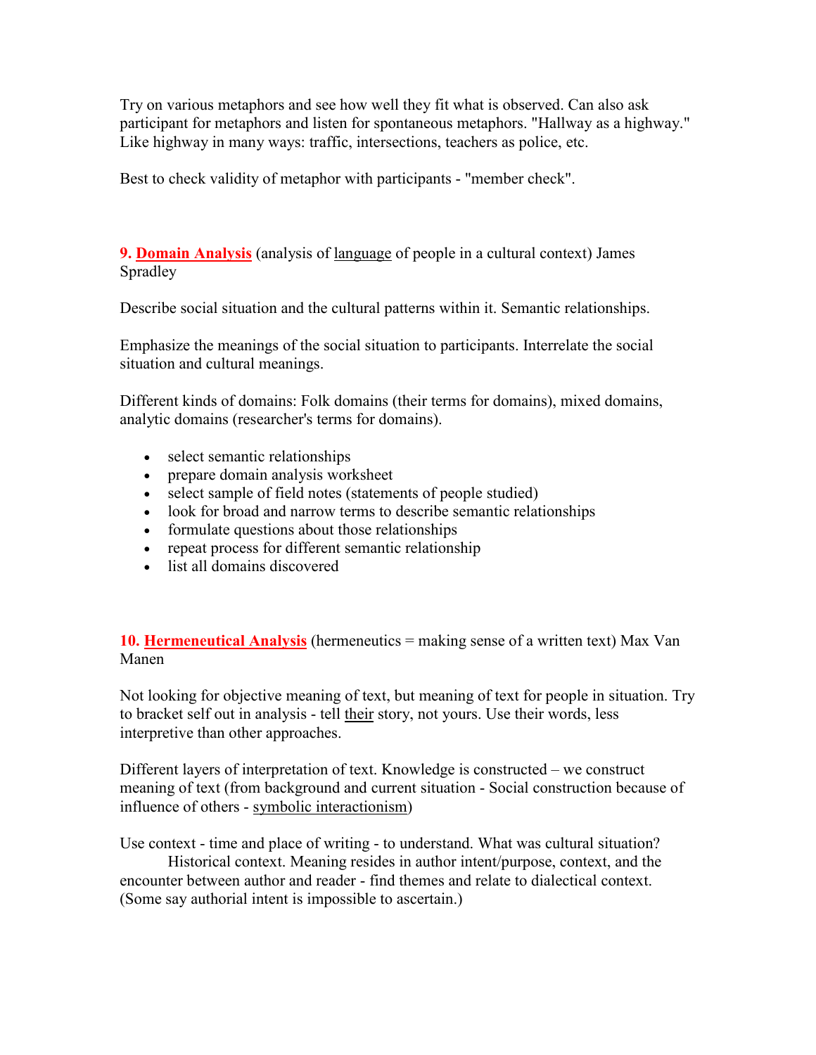Try on various metaphors and see how well they fit what is observed. Can also ask participant for metaphors and listen for spontaneous metaphors. "Hallway as a highway." Like highway in many ways: traffic, intersections, teachers as police, etc.

Best to check validity of metaphor with participants - "member check".

**9. Domain Analysis** (analysis of language of people in a cultural context) James Spradley

Describe social situation and the cultural patterns within it. Semantic relationships.

Emphasize the meanings of the social situation to participants. Interrelate the social situation and cultural meanings.

Different kinds of domains: Folk domains (their terms for domains), mixed domains, analytic domains (researcher's terms for domains).

- select semantic relationships
- prepare domain analysis worksheet
- select sample of field notes (statements of people studied)
- look for broad and narrow terms to describe semantic relationships
- formulate questions about those relationships
- repeat process for different semantic relationship
- list all domains discovered

**10. Hermeneutical Analysis** (hermeneutics = making sense of a written text) Max Van Manen

Not looking for objective meaning of text, but meaning of text for people in situation. Try to bracket self out in analysis - tell their story, not yours. Use their words, less interpretive than other approaches.

Different layers of interpretation of text. Knowledge is constructed – we construct meaning of text (from background and current situation - Social construction because of influence of others - symbolic interactionism)

Use context - time and place of writing - to understand. What was cultural situation? Historical context. Meaning resides in author intent/purpose, context, and the encounter between author and reader - find themes and relate to dialectical context. (Some say authorial intent is impossible to ascertain.)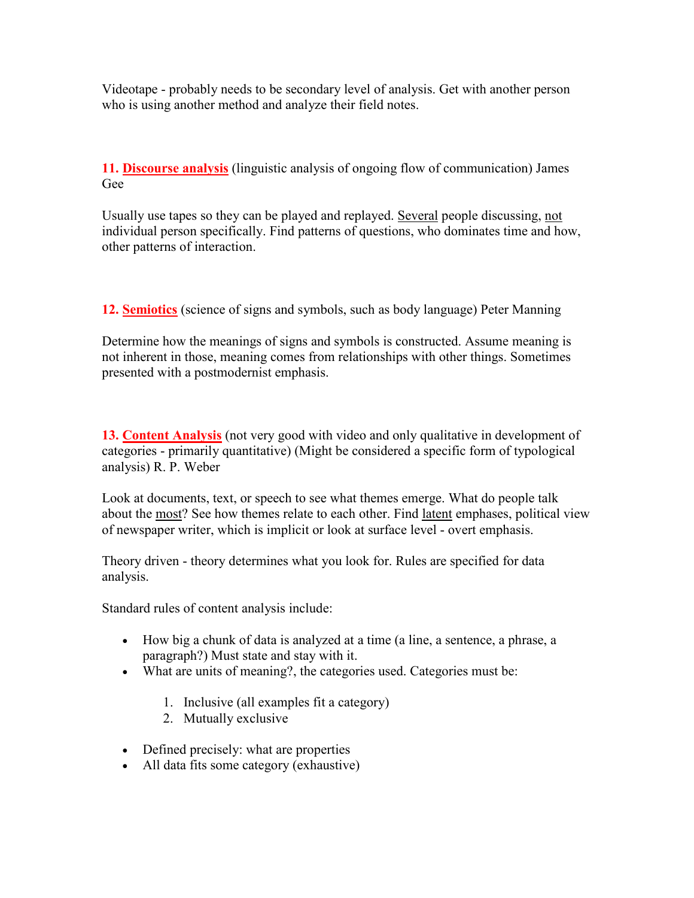Videotape - probably needs to be secondary level of analysis. Get with another person who is using another method and analyze their field notes.

**11. Discourse analysis** (linguistic analysis of ongoing flow of communication) James Gee

Usually use tapes so they can be played and replayed. Several people discussing, not individual person specifically. Find patterns of questions, who dominates time and how, other patterns of interaction.

**12. Semiotics** (science of signs and symbols, such as body language) Peter Manning

Determine how the meanings of signs and symbols is constructed. Assume meaning is not inherent in those, meaning comes from relationships with other things. Sometimes presented with a postmodernist emphasis.

**13. Content Analysis** (not very good with video and only qualitative in development of categories - primarily quantitative) (Might be considered a specific form of typological analysis) R. P. Weber

Look at documents, text, or speech to see what themes emerge. What do people talk about the most? See how themes relate to each other. Find latent emphases, political view of newspaper writer, which is implicit or look at surface level - overt emphasis.

Theory driven - theory determines what you look for. Rules are specified for data analysis.

Standard rules of content analysis include:

- How big a chunk of data is analyzed at a time (a line, a sentence, a phrase, a paragraph?) Must state and stay with it.
- What are units of meaning?, the categories used. Categories must be:

    1. Inclusive (all examples fit a category)
    2. Mutually exclusive

- Defined precisely: what are properties
- All data fits some category (exhaustive)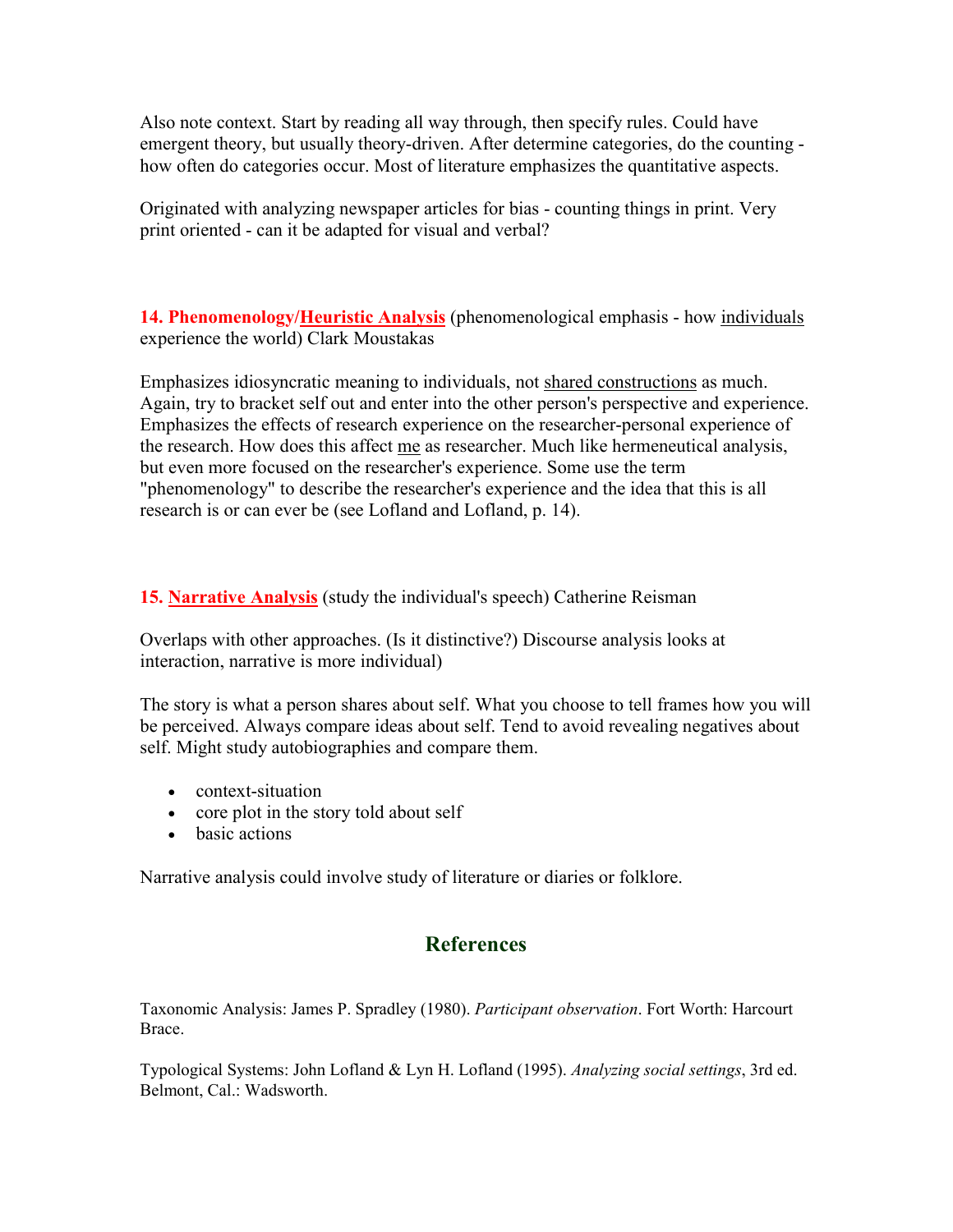Also note context. Start by reading all way through, then specify rules. Could have emergent theory, but usually theory-driven. After determine categories, do the counting - how often do categories occur. Most of literature emphasizes the quantitative aspects.

Originated with analyzing newspaper articles for bias - counting things in print. Very print oriented - can it be adapted for visual and verbal?

**14. Phenomenology/Heuristic Analysis** (phenomenological emphasis - how individuals experience the world) Clark Moustakas

Emphasizes idiosyncratic meaning to individuals, not shared constructions as much. Again, try to bracket self out and enter into the other person's perspective and experience. Emphasizes the effects of research experience on the researcher-personal experience of the research. How does this affect me as researcher. Much like hermeneutical analysis, but even more focused on the researcher's experience. Some use the term "phenomenology" to describe the researcher's experience and the idea that this is all research is or can ever be (see Lofland and Lofland, p. 14).

**15. Narrative Analysis** (study the individual's speech) Catherine Reisman

Overlaps with other approaches. (Is it distinctive?) Discourse analysis looks at interaction, narrative is more individual)

The story is what a person shares about self. What you choose to tell frames how you will be perceived. Always compare ideas about self. Tend to avoid revealing negatives about self. Might study autobiographies and compare them.

- context-situation
- core plot in the story told about self
- basic actions

Narrative analysis could involve study of literature or diaries or folklore.

## References

Taxonomic Analysis: James P. Spradley (1980). *Participant observation*. Fort Worth: Harcourt Brace.

Typological Systems: John Lofland & Lyn H. Lofland (1995). *Analyzing social settings*, 3rd ed. Belmont, Cal.: Wadsworth.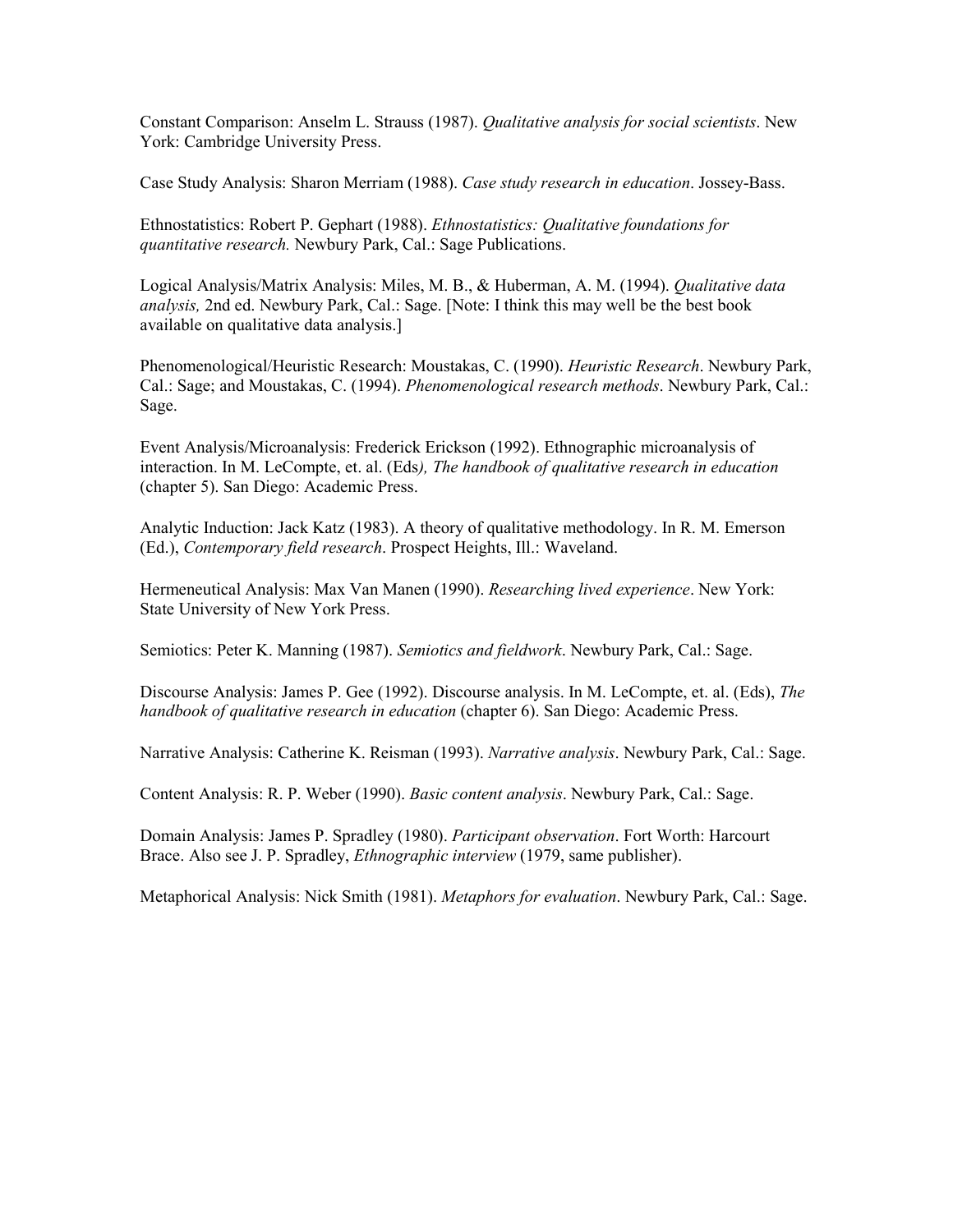Constant Comparison: Anselm L. Strauss (1987). *Qualitative analysis for social scientists*. New York: Cambridge University Press.

Case Study Analysis: Sharon Merriam (1988). *Case study research in education*. Jossey-Bass.

Ethnostatistics: Robert P. Gephart (1988). *Ethnostatistics: Qualitative foundations for quantitative research.* Newbury Park, Cal.: Sage Publications.

Logical Analysis/Matrix Analysis: Miles, M. B., & Huberman, A. M. (1994). *Qualitative data analysis,* 2nd ed. Newbury Park, Cal.: Sage. [Note: I think this may well be the best book available on qualitative data analysis.]

Phenomenological/Heuristic Research: Moustakas, C. (1990). *Heuristic Research*. Newbury Park, Cal.: Sage; and Moustakas, C. (1994). *Phenomenological research methods*. Newbury Park, Cal.: Sage.

Event Analysis/Microanalysis: Frederick Erickson (1992). Ethnographic microanalysis of interaction. In M. LeCompte, et. al. (Eds*), The handbook of qualitative research in education* (chapter 5). San Diego: Academic Press.

Analytic Induction: Jack Katz (1983). A theory of qualitative methodology. In R. M. Emerson (Ed.), *Contemporary field research*. Prospect Heights, Ill.: Waveland.

Hermeneutical Analysis: Max Van Manen (1990). *Researching lived experience*. New York: State University of New York Press.

Semiotics: Peter K. Manning (1987). *Semiotics and fieldwork*. Newbury Park, Cal.: Sage.

Discourse Analysis: James P. Gee (1992). Discourse analysis. In M. LeCompte, et. al. (Eds), *The handbook of qualitative research in education* (chapter 6). San Diego: Academic Press.

Narrative Analysis: Catherine K. Reisman (1993). *Narrative analysis*. Newbury Park, Cal.: Sage.

Content Analysis: R. P. Weber (1990). *Basic content analysis*. Newbury Park, Cal.: Sage.

Domain Analysis: James P. Spradley (1980). *Participant observation*. Fort Worth: Harcourt Brace. Also see J. P. Spradley, *Ethnographic interview* (1979, same publisher).

Metaphorical Analysis: Nick Smith (1981). *Metaphors for evaluation*. Newbury Park, Cal.: Sage.